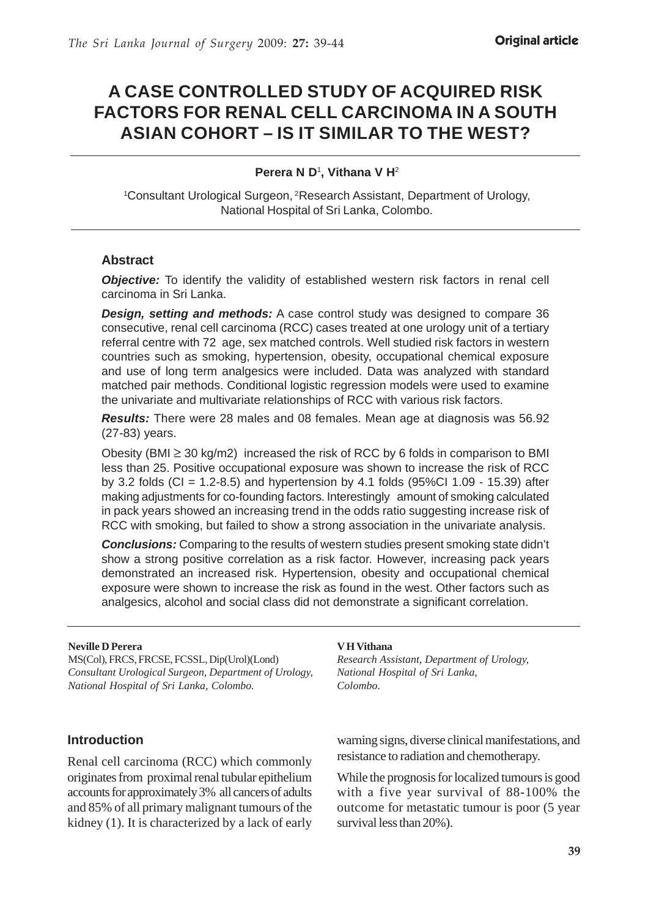**Original article**

# A CASE CONTROLLED STUDY OF ACQUIRED RISK FACTORS FOR RENAL CELL CARCINOMA IN A SOUTH ASIAN COHORT – IS IT SIMILAR TO THE WEST?

**Perera N D[1], Vithana V H[2]**

[1]Consultant Urological Surgeon, [2]Research Assistant, Department of Urology, National Hospital of Sri Lanka, Colombo.

## Abstract

***Objective:*** To identify the validity of established western risk factors in renal cell carcinoma in Sri Lanka.

***Design, setting and methods:*** A case control study was designed to compare 36 consecutive, renal cell carcinoma (RCC) cases treated at one urology unit of a tertiary referral centre with 72 age, sex matched controls. Well studied risk factors in western countries such as smoking, hypertension, obesity, occupational chemical exposure and use of long term analgesics were included. Data was analyzed with standard matched pair methods. Conditional logistic regression models were used to examine the univariate and multivariate relationships of RCC with various risk factors.

***Results:*** There were 28 males and 08 females. Mean age at diagnosis was 56.92 (27-83) years.

Obesity (BMI ≥ 30 kg/m2) increased the risk of RCC by 6 folds in comparison to BMI less than 25. Positive occupational exposure was shown to increase the risk of RCC by 3.2 folds (CI = 1.2-8.5) and hypertension by 4.1 folds (95%CI 1.09 - 15.39) after making adjustments for co-founding factors. Interestingly amount of smoking calculated in pack years showed an increasing trend in the odds ratio suggesting increase risk of RCC with smoking, but failed to show a strong association in the univariate analysis.

***Conclusions:*** Comparing to the results of western studies present smoking state didn't show a strong positive correlation as a risk factor. However, increasing pack years demonstrated an increased risk. Hypertension, obesity and occupational chemical exposure were shown to increase the risk as found in the west. Other factors such as analgesics, alcohol and social class did not demonstrate a significant correlation.

**Neville D Perera**
MS(Col), FRCS, FRCSE, FCSSL, Dip(Urol)(Lond)
*Consultant Urological Surgeon, Department of Urology, National Hospital of Sri Lanka, Colombo.*

**V H Vithana**
*Research Assistant, Department of Urology, National Hospital of Sri Lanka, Colombo.*

## Introduction

Renal cell carcinoma (RCC) which commonly originates from proximal renal tubular epithelium accounts for approximately 3% all cancers of adults and 85% of all primary malignant tumours of the kidney (1). It is characterized by a lack of early warning signs, diverse clinical manifestations, and resistance to radiation and chemotherapy.

While the prognosis for localized tumours is good with a five year survival of 88-100% the outcome for metastatic tumour is poor (5 year survival less than 20%).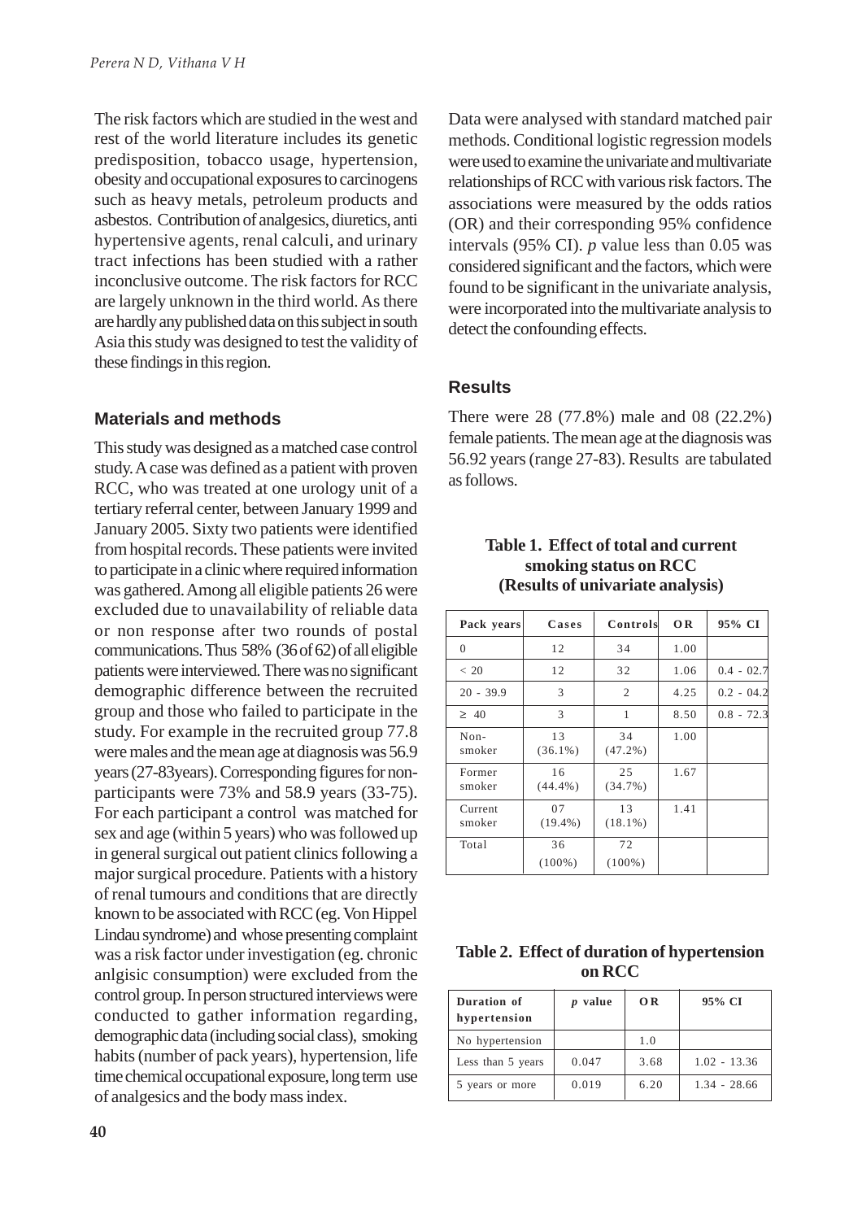The risk factors which are studied in the west and rest of the world literature includes its genetic predisposition, tobacco usage, hypertension, obesity and occupational exposures to carcinogens such as heavy metals, petroleum products and asbestos. Contribution of analgesics, diuretics, anti hypertensive agents, renal calculi, and urinary tract infections has been studied with a rather inconclusive outcome. The risk factors for RCC are largely unknown in the third world. As there are hardly any published data on this subject in south Asia this study was designed to test the validity of these findings in this region.

## Materials and methods

This study was designed as a matched case control study. A case was defined as a patient with proven RCC, who was treated at one urology unit of a tertiary referral center, between January 1999 and January 2005. Sixty two patients were identified from hospital records. These patients were invited to participate in a clinic where required information was gathered. Among all eligible patients 26 were excluded due to unavailability of reliable data or non response after two rounds of postal communications. Thus 58% (36 of 62) of all eligible patients were interviewed. There was no significant demographic difference between the recruited group and those who failed to participate in the study. For example in the recruited group 77.8 were males and the mean age at diagnosis was 56.9 years (27-83years). Corresponding figures for non-participants were 73% and 58.9 years (33-75). For each participant a control was matched for sex and age (within 5 years) who was followed up in general surgical out patient clinics following a major surgical procedure. Patients with a history of renal tumours and conditions that are directly known to be associated with RCC (eg. Von Hippel Lindau syndrome) and whose presenting complaint was a risk factor under investigation (eg. chronic anlgisic consumption) were excluded from the control group. In person structured interviews were conducted to gather information regarding, demographic data (including social class), smoking habits (number of pack years), hypertension, life time chemical occupational exposure, long term use of analgesics and the body mass index.

Data were analysed with standard matched pair methods. Conditional logistic regression models were used to examine the univariate and multivariate relationships of RCC with various risk factors. The associations were measured by the odds ratios (OR) and their corresponding 95% confidence intervals (95% CI). *p* value less than 0.05 was considered significant and the factors, which were found to be significant in the univariate analysis, were incorporated into the multivariate analysis to detect the confounding effects.

## Results

There were 28 (77.8%) male and 08 (22.2%) female patients. The mean age at the diagnosis was 56.92 years (range 27-83). Results are tabulated as follows.

**Table 1. Effect of total and current smoking status on RCC (Results of univariate analysis)**

| Pack years | Cases | Controls | OR | 95% CI |
|---|---|---|---|---|
| 0 | 12 | 34 | 1.00 | |
| < 20 | 12 | 32 | 1.06 | 0.4 - 02.7 |
| 20 - 39.9 | 3 | 2 | 4.25 | 0.2 - 04.2 |
| ≥ 40 | 3 | 1 | 8.50 | 0.8 - 72.3 |
| Non-smoker | 13 (36.1%) | 34 (47.2%) | 1.00 | |
| Former smoker | 16 (44.4%) | 25 (34.7%) | 1.67 | |
| Current smoker | 07 (19.4%) | 13 (18.1%) | 1.41 | |
| Total | 36 (100%) | 72 (100%) | | |

**Table 2. Effect of duration of hypertension on RCC**

| Duration of hypertension | *p* value | OR | 95% CI |
|---|---|---|---|
| No hypertension | | 1.0 | |
| Less than 5 years | 0.047 | 3.68 | 1.02 - 13.36 |
| 5 years or more | 0.019 | 6.20 | 1.34 - 28.66 |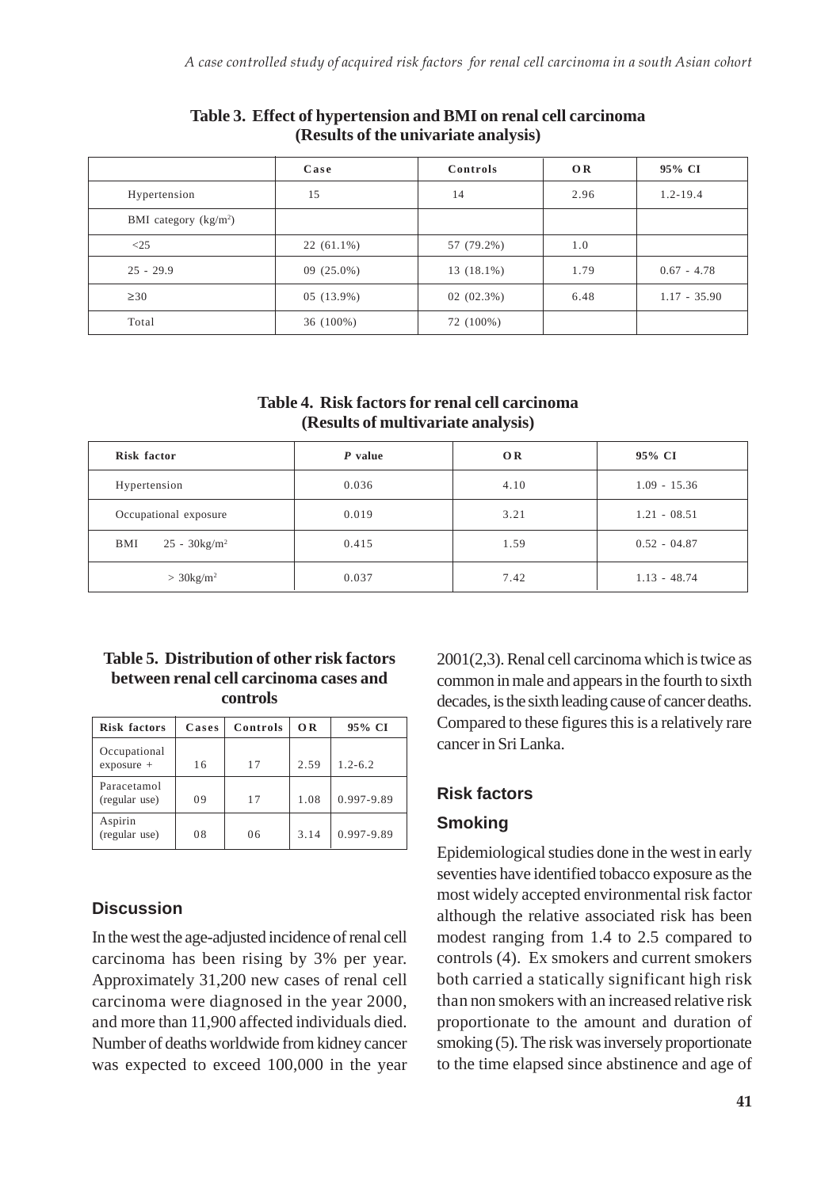**Table 3. Effect of hypertension and BMI on renal cell carcinoma (Results of the univariate analysis)**

| | Case | Controls | OR | 95% CI |
|---|---|---|---|---|
| Hypertension | 15 | 14 | 2.96 | 1.2-19.4 |
| BMI category (kg/m$^2$) | | | | |
| <25 | 22 (61.1%) | 57 (79.2%) | 1.0 | |
| 25 - 29.9 | 09 (25.0%) | 13 (18.1%) | 1.79 | 0.67 - 4.78 |
| ≥30 | 05 (13.9%) | 02 (02.3%) | 6.48 | 1.17 - 35.90 |
| Total | 36 (100%) | 72 (100%) | | |

**Table 4. Risk factors for renal cell carcinoma (Results of multivariate analysis)**

| Risk factor | *P* value | OR | 95% CI |
|---|---|---|---|
| Hypertension | 0.036 | 4.10 | 1.09 - 15.36 |
| Occupational exposure | 0.019 | 3.21 | 1.21 - 08.51 |
| BMI 25 - 30kg/m$^2$ | 0.415 | 1.59 | 0.52 - 04.87 |
| > 30kg/m$^2$ | 0.037 | 7.42 | 1.13 - 48.74 |

**Table 5. Distribution of other risk factors between renal cell carcinoma cases and controls**

| Risk factors | Cases | Controls | OR | 95% CI |
|---|---|---|---|---|
| Occupational exposure + | 16 | 17 | 2.59 | 1.2-6.2 |
| Paracetamol (regular use) | 09 | 17 | 1.08 | 0.997-9.89 |
| Aspirin (regular use) | 08 | 06 | 3.14 | 0.997-9.89 |

## Discussion

In the west the age-adjusted incidence of renal cell carcinoma has been rising by 3% per year. Approximately 31,200 new cases of renal cell carcinoma were diagnosed in the year 2000, and more than 11,900 affected individuals died. Number of deaths worldwide from kidney cancer was expected to exceed 100,000 in the year 2001(2,3). Renal cell carcinoma which is twice as common in male and appears in the fourth to sixth decades, is the sixth leading cause of cancer deaths. Compared to these figures this is a relatively rare cancer in Sri Lanka.

### Risk factors

### Smoking

Epidemiological studies done in the west in early seventies have identified tobacco exposure as the most widely accepted environmental risk factor although the relative associated risk has been modest ranging from 1.4 to 2.5 compared to controls (4). Ex smokers and current smokers both carried a statically significant high risk than non smokers with an increased relative risk proportionate to the amount and duration of smoking (5). The risk was inversely proportionate to the time elapsed since abstinence and age of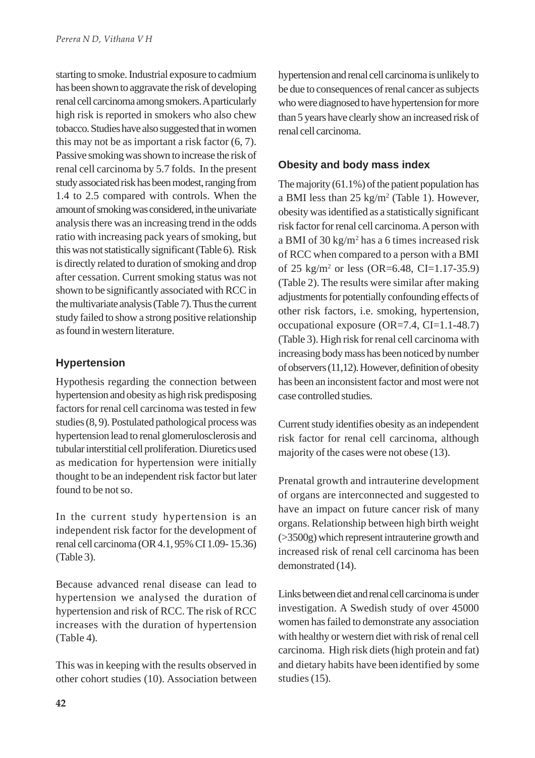starting to smoke. Industrial exposure to cadmium has been shown to aggravate the risk of developing renal cell carcinoma among smokers. A particularly high risk is reported in smokers who also chew tobacco. Studies have also suggested that in women this may not be as important a risk factor (6, 7). Passive smoking was shown to increase the risk of renal cell carcinoma by 5.7 folds. In the present study associated risk has been modest, ranging from 1.4 to 2.5 compared with controls. When the amount of smoking was considered, in the univariate analysis there was an increasing trend in the odds ratio with increasing pack years of smoking, but this was not statistically significant (Table 6). Risk is directly related to duration of smoking and drop after cessation. Current smoking status was not shown to be significantly associated with RCC in the multivariate analysis (Table 7). Thus the current study failed to show a strong positive relationship as found in western literature.

## Hypertension

Hypothesis regarding the connection between hypertension and obesity as high risk predisposing factors for renal cell carcinoma was tested in few studies (8, 9). Postulated pathological process was hypertension lead to renal glomerulosclerosis and tubular interstitial cell proliferation. Diuretics used as medication for hypertension were initially thought to be an independent risk factor but later found to be not so.

In the current study hypertension is an independent risk factor for the development of renal cell carcinoma (OR 4.1, 95% CI 1.09- 15.36) (Table 3).

Because advanced renal disease can lead to hypertension we analysed the duration of hypertension and risk of RCC. The risk of RCC increases with the duration of hypertension (Table 4).

This was in keeping with the results observed in other cohort studies (10). Association between hypertension and renal cell carcinoma is unlikely to be due to consequences of renal cancer as subjects who were diagnosed to have hypertension for more than 5 years have clearly show an increased risk of renal cell carcinoma.

## Obesity and body mass index

The majority (61.1%) of the patient population has a BMI less than 25 $kg/m^2$ (Table 1). However, obesity was identified as a statistically significant risk factor for renal cell carcinoma. A person with a BMI of 30 $kg/m^2$ has a 6 times increased risk of RCC when compared to a person with a BMI of 25 $kg/m^2$ or less (OR=6.48, CI=1.17-35.9) (Table 2). The results were similar after making adjustments for potentially confounding effects of other risk factors, i.e. smoking, hypertension, occupational exposure (OR=7.4, CI=1.1-48.7) (Table 3). High risk for renal cell carcinoma with increasing body mass has been noticed by number of observers (11,12). However, definition of obesity has been an inconsistent factor and most were not case controlled studies.

Current study identifies obesity as an independent risk factor for renal cell carcinoma, although majority of the cases were not obese (13).

Prenatal growth and intrauterine development of organs are interconnected and suggested to have an impact on future cancer risk of many organs. Relationship between high birth weight (>3500g) which represent intrauterine growth and increased risk of renal cell carcinoma has been demonstrated (14).

Links between diet and renal cell carcinoma is under investigation. A Swedish study of over 45000 women has failed to demonstrate any association with healthy or western diet with risk of renal cell carcinoma. High risk diets (high protein and fat) and dietary habits have been identified by some studies (15).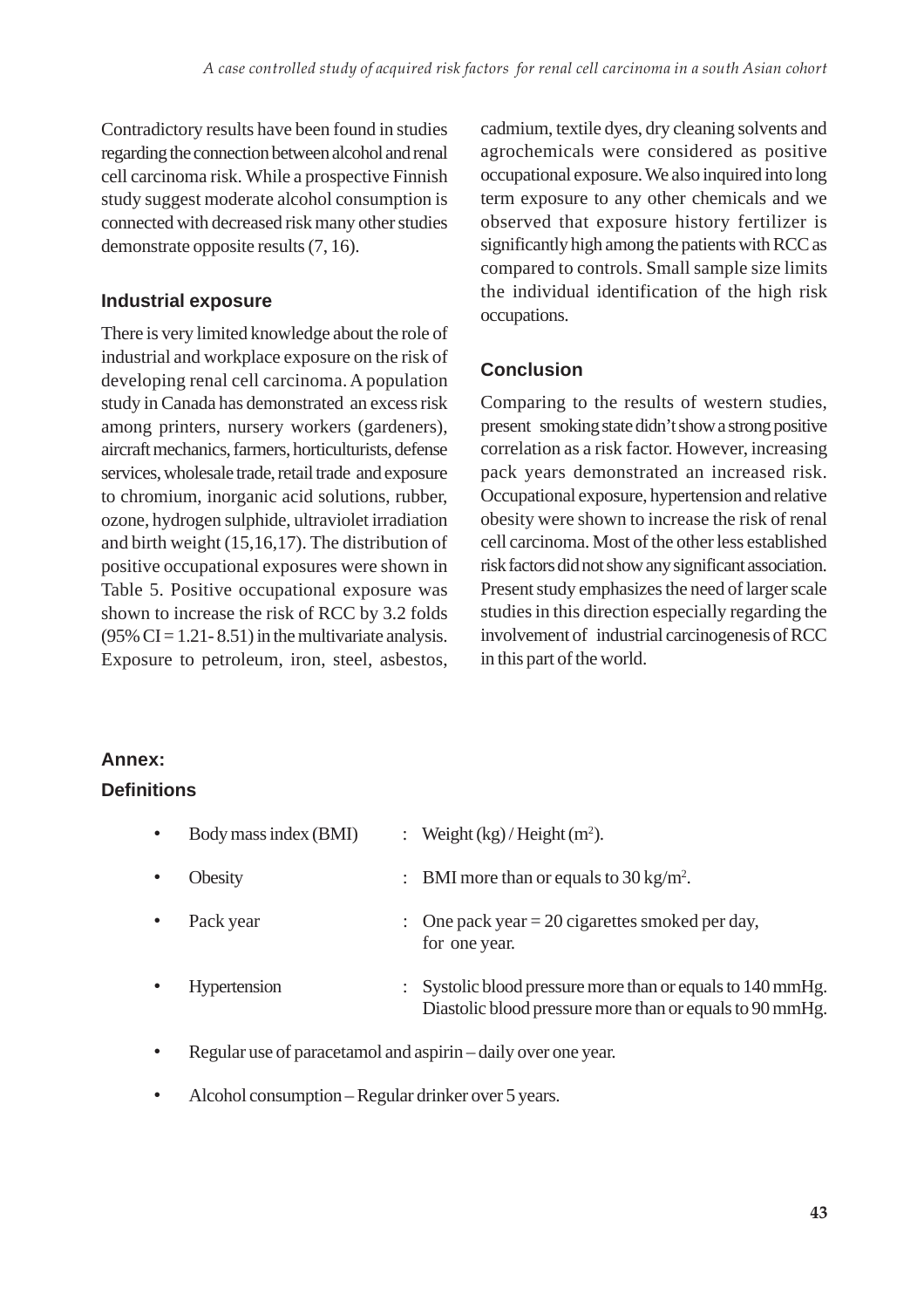Contradictory results have been found in studies regarding the connection between alcohol and renal cell carcinoma risk. While a prospective Finnish study suggest moderate alcohol consumption is connected with decreased risk many other studies demonstrate opposite results (7, 16).

### Industrial exposure

There is very limited knowledge about the role of industrial and workplace exposure on the risk of developing renal cell carcinoma. A population study in Canada has demonstrated an excess risk among printers, nursery workers (gardeners), aircraft mechanics, farmers, horticulturists, defense services, wholesale trade, retail trade and exposure to chromium, inorganic acid solutions, rubber, ozone, hydrogen sulphide, ultraviolet irradiation and birth weight (15,16,17). The distribution of positive occupational exposures were shown in Table 5. Positive occupational exposure was shown to increase the risk of RCC by 3.2 folds (95% CI = 1.21- 8.51) in the multivariate analysis. Exposure to petroleum, iron, steel, asbestos, cadmium, textile dyes, dry cleaning solvents and agrochemicals were considered as positive occupational exposure. We also inquired into long term exposure to any other chemicals and we observed that exposure history fertilizer is significantly high among the patients with RCC as compared to controls. Small sample size limits the individual identification of the high risk occupations.

### Conclusion

Comparing to the results of western studies, present smoking state didn't show a strong positive correlation as a risk factor. However, increasing pack years demonstrated an increased risk. Occupational exposure, hypertension and relative obesity were shown to increase the risk of renal cell carcinoma. Most of the other less established risk factors did not show any significant association. Present study emphasizes the need of larger scale studies in this direction especially regarding the involvement of industrial carcinogenesis of RCC in this part of the world.

### Annex:

### Definitions

- Body mass index (BMI) : Weight (kg) / Height ($m^2$).
- Obesity : BMI more than or equals to 30 $kg/m^2$.
- Pack year : One pack year = 20 cigarettes smoked per day, for one year.
- Hypertension : Systolic blood pressure more than or equals to 140 mmHg. Diastolic blood pressure more than or equals to 90 mmHg.
- Regular use of paracetamol and aspirin – daily over one year.
- Alcohol consumption – Regular drinker over 5 years.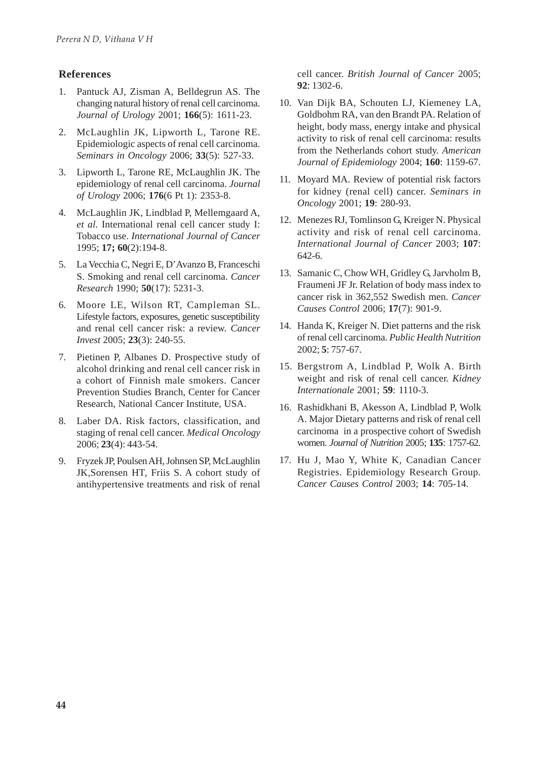## References

1. Pantuck AJ, Zisman A, Belldegrun AS. The changing natural history of renal cell carcinoma. *Journal of Urology* 2001; **166**(5): 1611-23.
2. McLaughlin JK, Lipworth L, Tarone RE. Epidemiologic aspects of renal cell carcinoma. *Seminars in Oncology* 2006; **33**(5): 527-33.
3. Lipworth L, Tarone RE, McLaughlin JK. The epidemiology of renal cell carcinoma. *Journal of Urology* 2006; **176**(6 Pt 1): 2353-8.
4. McLaughlin JK, Lindblad P, Mellemgaard A, *et al*. International renal cell cancer study I: Tobacco use. *International Journal of Cancer* 1995; **17; 60**(2):194-8.
5. La Vecchia C, Negri E, D'Avanzo B, Franceschi S. Smoking and renal cell carcinoma. *Cancer Research* 1990; **50**(17): 5231-3.
6. Moore LE, Wilson RT, Campleman SL. Lifestyle factors, exposures, genetic susceptibility and renal cell cancer risk: a review. *Cancer Invest* 2005; **23**(3): 240-55.
7. Pietinen P, Albanes D. Prospective study of alcohol drinking and renal cell cancer risk in a cohort of Finnish male smokers. Cancer Prevention Studies Branch, Center for Cancer Research, National Cancer Institute, USA.
8. Laber DA. Risk factors, classification, and staging of renal cell cancer. *Medical Oncology* 2006; **23**(4): 443-54.
9. Fryzek JP, Poulsen AH, Johnsen SP, McLaughlin JK,Sorensen HT, Friis S. A cohort study of antihypertensive treatments and risk of renal cell cancer. *British Journal of Cancer* 2005; **92**: 1302-6.
10. Van Dijk BA, Schouten LJ, Kiemeney LA, Goldbohm RA, van den Brandt PA. Relation of height, body mass, energy intake and physical activity to risk of renal cell carcinoma: results from the Netherlands cohort study. *American Journal of Epidemiology* 2004; **160**: 1159-67.
11. Moyard MA. Review of potential risk factors for kidney (renal cell) cancer. *Seminars in Oncology* 2001; **19**: 280-93.
12. Menezes RJ, Tomlinson G, Kreiger N. Physical activity and risk of renal cell carcinoma. *International Journal of Cancer* 2003; **107**: 642-6.
13. Samanic C, Chow WH, Gridley G, Jarvholm B, Fraumeni JF Jr. Relation of body mass index to cancer risk in 362,552 Swedish men. *Cancer Causes Control* 2006; **17**(7): 901-9.
14. Handa K, Kreiger N. Diet patterns and the risk of renal cell carcinoma. *Public Health Nutrition* 2002; **5**: 757-67.
15. Bergstrom A, Lindblad P, Wolk A. Birth weight and risk of renal cell cancer. *Kidney Internationale* 2001; **59**: 1110-3.
16. Rashidkhani B, Akesson A, Lindblad P, Wolk A. Major Dietary patterns and risk of renal cell carcinoma in a prospective cohort of Swedish women. *Journal of Nutrition* 2005; **135**: 1757-62.
17. Hu J, Mao Y, White K, Canadian Cancer Registries. Epidemiology Research Group. *Cancer Causes Control* 2003; **14**: 705-14.